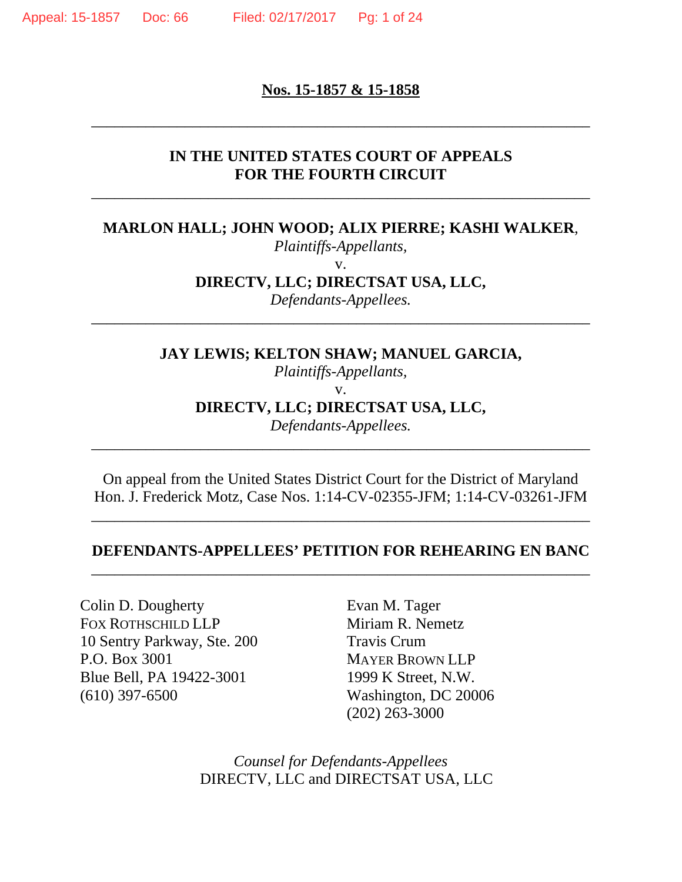**Nos. 15-1857 & 15-1858**

---

**IN THE UNITED STATES COURT OF APPEALS**
**FOR THE FOURTH CIRCUIT**

---

**MARLON HALL; JOHN WOOD; ALIX PIERRE; KASHI WALKER**,
*Plaintiffs-Appellants*,
v.
**DIRECTV, LLC; DIRECTSAT USA, LLC,**
*Defendants-Appellees.*

---

**JAY LEWIS; KELTON SHAW; MANUEL GARCIA,**
*Plaintiffs-Appellants*,
v.
**DIRECTV, LLC; DIRECTSAT USA, LLC,**
*Defendants-Appellees.*

---

On appeal from the United States District Court for the District of Maryland
Hon. J. Frederick Motz, Case Nos. 1:14-CV-02355-JFM; 1:14-CV-03261-JFM

---

**DEFENDANTS-APPELLEES' PETITION FOR REHEARING EN BANC**

---

Colin D. Dougherty
FOX ROTHSCHILD LLP
10 Sentry Parkway, Ste. 200
P.O. Box 3001
Blue Bell, PA 19422-3001
(610) 397-6500

Evan M. Tager
Miriam R. Nemetz
Travis Crum
MAYER BROWN LLP
1999 K Street, N.W.
Washington, DC 20006
(202) 263-3000

*Counsel for Defendants-Appellees*
DIRECTV, LLC and DIRECTSAT USA, LLC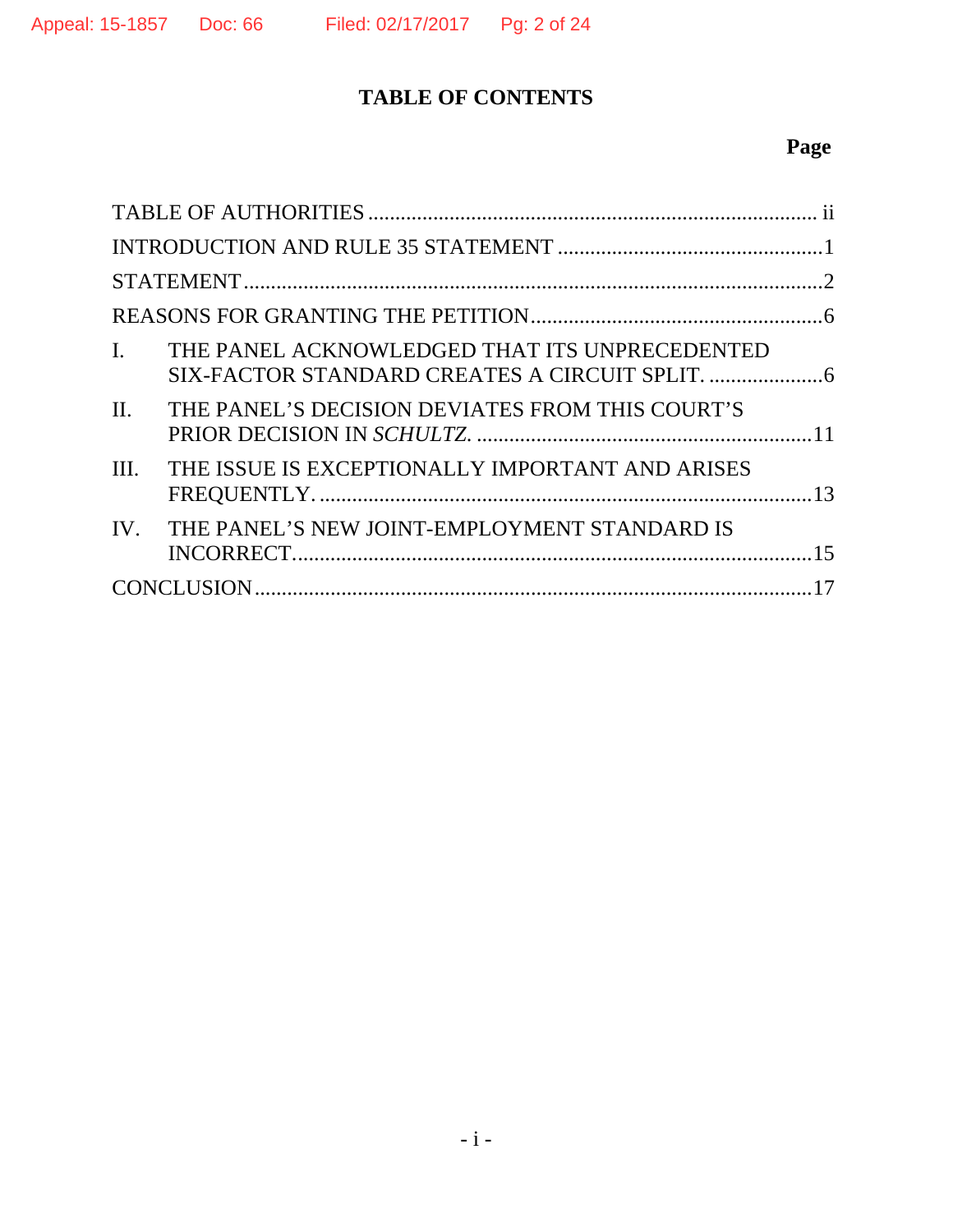# TABLE OF CONTENTS

| | Page |
|---|---|
| TABLE OF AUTHORITIES | ii |
| INTRODUCTION AND RULE 35 STATEMENT | 1 |
| STATEMENT | 2 |
| REASONS FOR GRANTING THE PETITION | 6 |
| I. THE PANEL ACKNOWLEDGED THAT ITS UNPRECEDENTED SIX-FACTOR STANDARD CREATES A CIRCUIT SPLIT. | 6 |
| II. THE PANEL'S DECISION DEVIATES FROM THIS COURT'S PRIOR DECISION IN *SCHULTZ*. | 11 |
| III. THE ISSUE IS EXCEPTIONALLY IMPORTANT AND ARISES FREQUENTLY. | 13 |
| IV. THE PANEL'S NEW JOINT-EMPLOYMENT STANDARD IS INCORRECT. | 15 |
| CONCLUSION | 17 |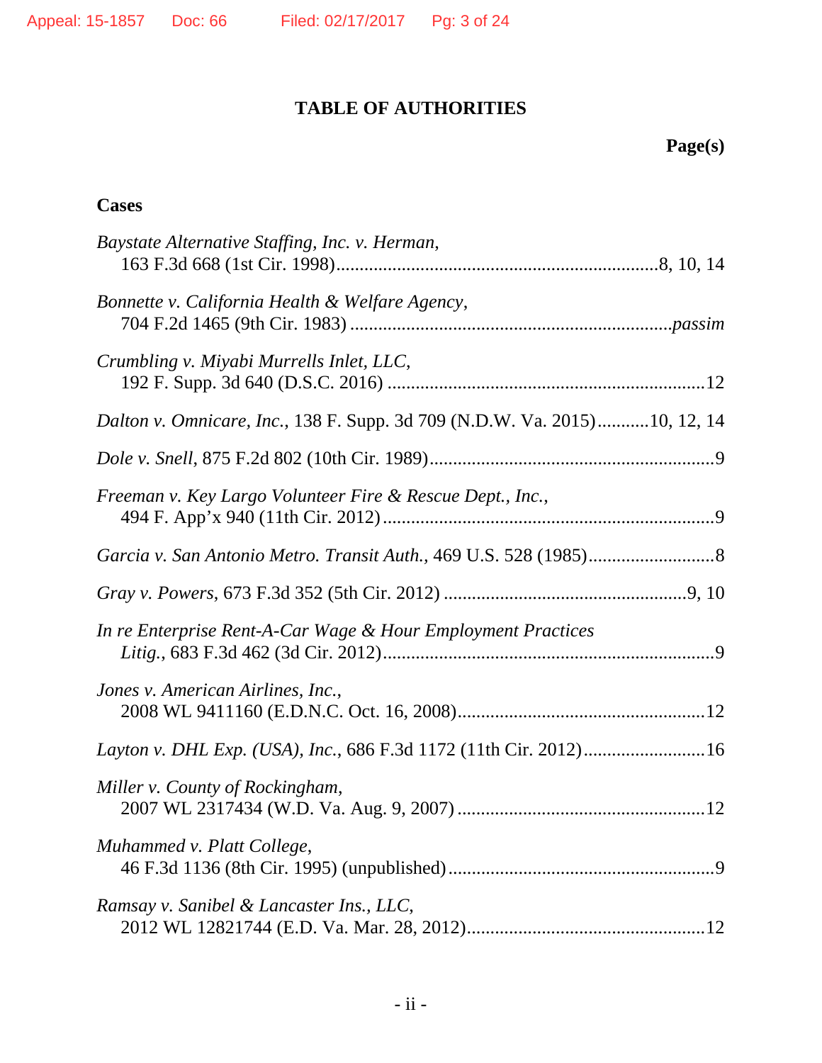# TABLE OF AUTHORITIES

**Page(s)**

**Cases**

*Baystate Alternative Staffing, Inc. v. Herman*, 163 F.3d 668 (1st Cir. 1998) .......... 8, 10, 14

*Bonnette v. California Health & Welfare Agency*, 704 F.2d 1465 (9th Cir. 1983) .......... *passim*

*Crumbling v. Miyabi Murrells Inlet, LLC*, 192 F. Supp. 3d 640 (D.S.C. 2016) .......... 12

*Dalton v. Omnicare, Inc.*, 138 F. Supp. 3d 709 (N.D.W. Va. 2015) .......... 10, 12, 14

*Dole v. Snell*, 875 F.2d 802 (10th Cir. 1989) .......... 9

*Freeman v. Key Largo Volunteer Fire & Rescue Dept., Inc.*, 494 F. App'x 940 (11th Cir. 2012) .......... 9

*Garcia v. San Antonio Metro. Transit Auth.*, 469 U.S. 528 (1985) .......... 8

*Gray v. Powers*, 673 F.3d 352 (5th Cir. 2012) .......... 9, 10

*In re Enterprise Rent-A-Car Wage & Hour Employment Practices Litig.*, 683 F.3d 462 (3d Cir. 2012) .......... 9

*Jones v. American Airlines, Inc.*, 2008 WL 9411160 (E.D.N.C. Oct. 16, 2008) .......... 12

*Layton v. DHL Exp. (USA), Inc.*, 686 F.3d 1172 (11th Cir. 2012) .......... 16

*Miller v. County of Rockingham*, 2007 WL 2317434 (W.D. Va. Aug. 9, 2007) .......... 12

*Muhammed v. Platt College*, 46 F.3d 1136 (8th Cir. 1995) (unpublished) .......... 9

*Ramsay v. Sanibel & Lancaster Ins., LLC*, 2012 WL 12821744 (E.D. Va. Mar. 28, 2012) .......... 12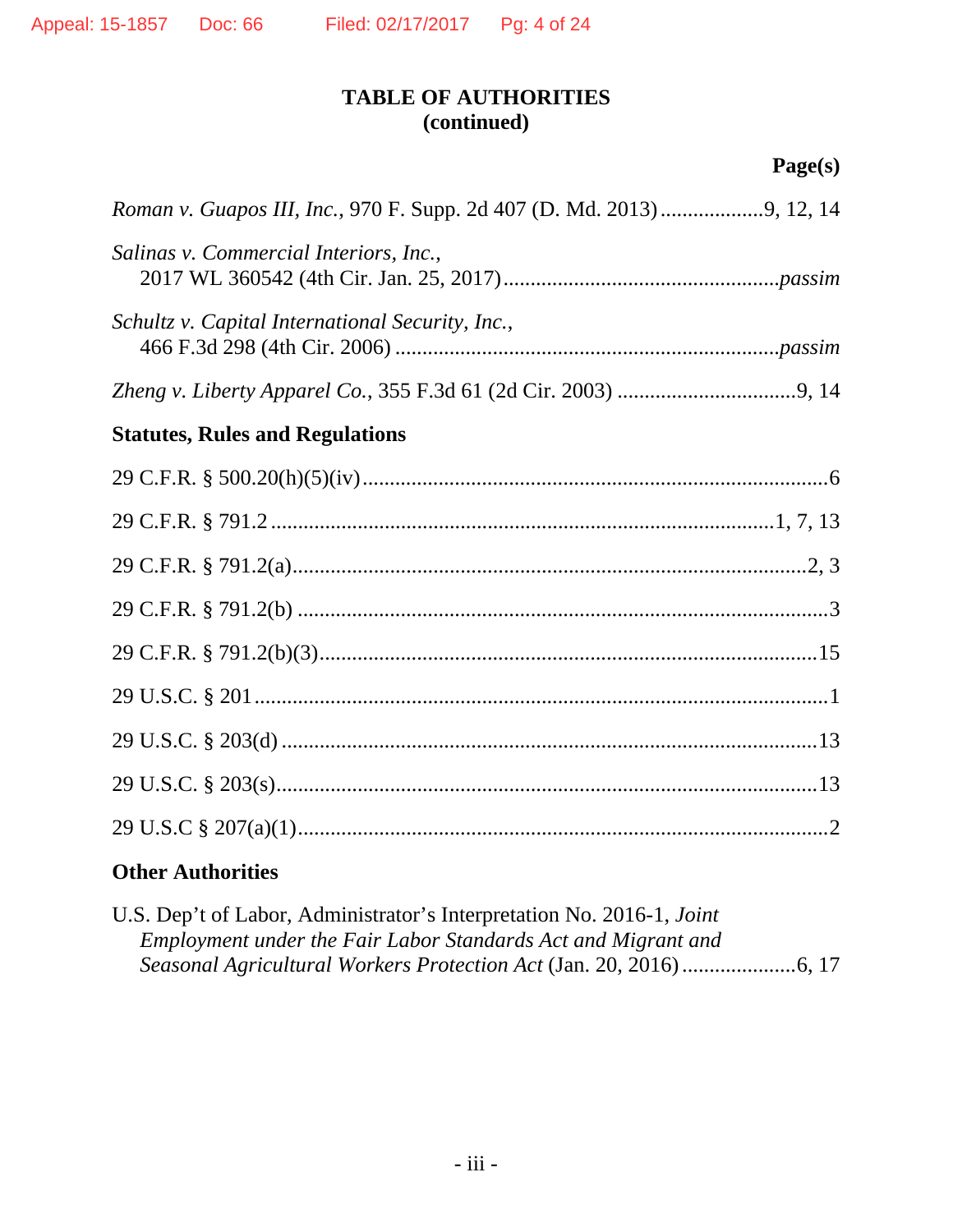## TABLE OF AUTHORITIES
## (continued)

**Page(s)**

*Roman v. Guapos III, Inc.*, 970 F. Supp. 2d 407 (D. Md. 2013) .................. 9, 12, 14

*Salinas v. Commercial Interiors, Inc.*,
2017 WL 360542 (4th Cir. Jan. 25, 2017) .................................................*passim*

*Schultz v. Capital International Security, Inc.*,
466 F.3d 298 (4th Cir. 2006) .....................................................................*passim*

*Zheng v. Liberty Apparel Co.*, 355 F.3d 61 (2d Cir. 2003) ................................ 9, 14

**Statutes, Rules and Regulations**

29 C.F.R. § 500.20(h)(5)(iv) ..................................................................................... 6

29 C.F.R. § 791.2 ........................................................................................... 1, 7, 13

29 C.F.R. § 791.2(a) ............................................................................................. 2, 3

29 C.F.R. § 791.2(b) .................................................................................................. 3

29 C.F.R. § 791.2(b)(3) ........................................................................................... 15

29 U.S.C. § 201 ......................................................................................................... 1

29 U.S.C. § 203(d) .................................................................................................. 13

29 U.S.C. § 203(s) ................................................................................................... 13

29 U.S.C § 207(a)(1) ................................................................................................. 2

**Other Authorities**

U.S. Dep't of Labor, Administrator's Interpretation No. 2016-1, *Joint Employment under the Fair Labor Standards Act and Migrant and Seasonal Agricultural Workers Protection Act* (Jan. 20, 2016) ..................... 6, 17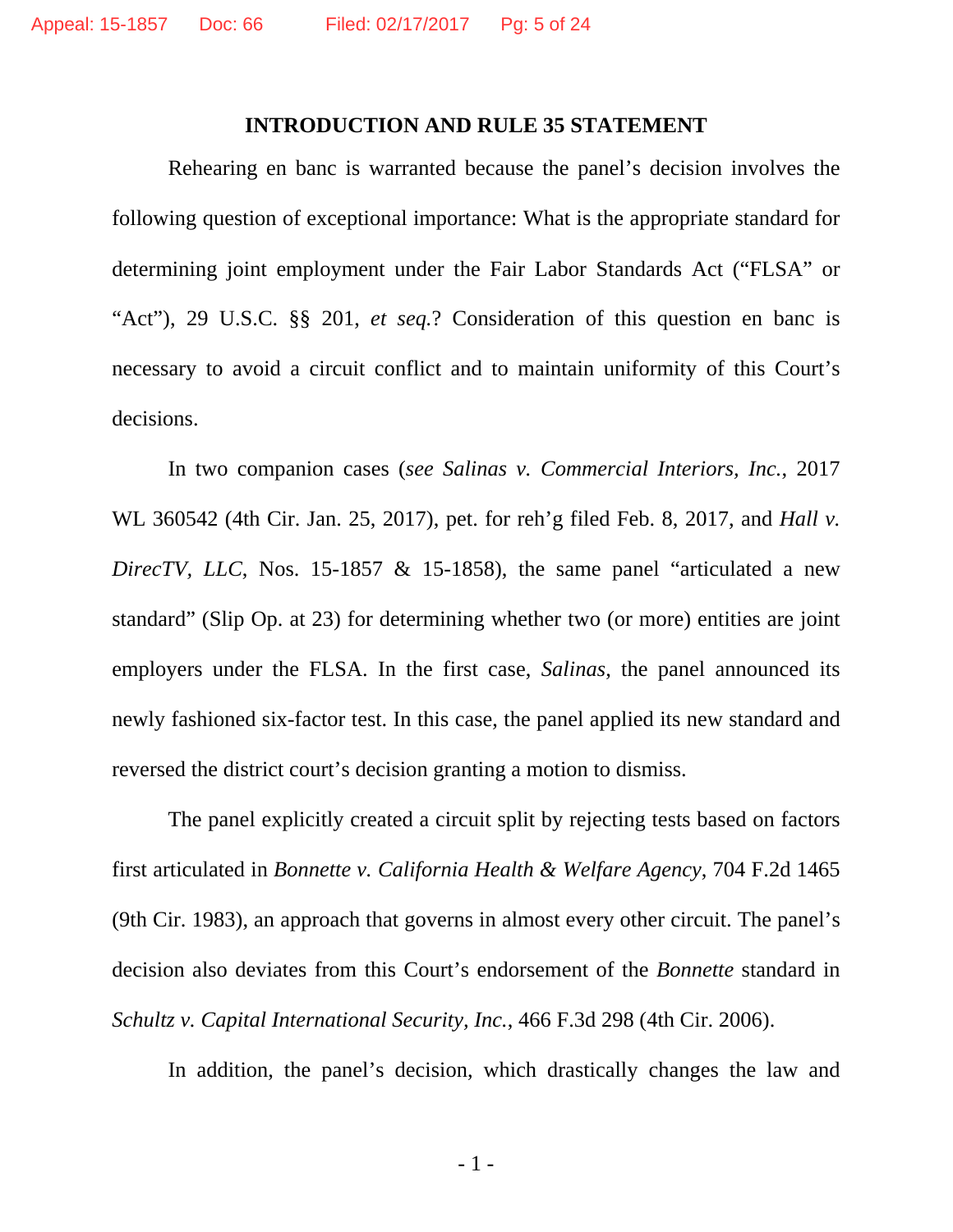## INTRODUCTION AND RULE 35 STATEMENT

Rehearing en banc is warranted because the panel's decision involves the following question of exceptional importance: What is the appropriate standard for determining joint employment under the Fair Labor Standards Act ("FLSA" or "Act"), 29 U.S.C. §§ 201, *et seq.*? Consideration of this question en banc is necessary to avoid a circuit conflict and to maintain uniformity of this Court's decisions.

In two companion cases (*see Salinas v. Commercial Interiors, Inc.*, 2017 WL 360542 (4th Cir. Jan. 25, 2017), pet. for reh'g filed Feb. 8, 2017, and *Hall v. DirecTV, LLC*, Nos. 15-1857 & 15-1858), the same panel "articulated a new standard" (Slip Op. at 23) for determining whether two (or more) entities are joint employers under the FLSA. In the first case, *Salinas*, the panel announced its newly fashioned six-factor test. In this case, the panel applied its new standard and reversed the district court's decision granting a motion to dismiss.

The panel explicitly created a circuit split by rejecting tests based on factors first articulated in *Bonnette v. California Health & Welfare Agency*, 704 F.2d 1465 (9th Cir. 1983), an approach that governs in almost every other circuit. The panel's decision also deviates from this Court's endorsement of the *Bonnette* standard in *Schultz v. Capital International Security, Inc.*, 466 F.3d 298 (4th Cir. 2006).

In addition, the panel's decision, which drastically changes the law and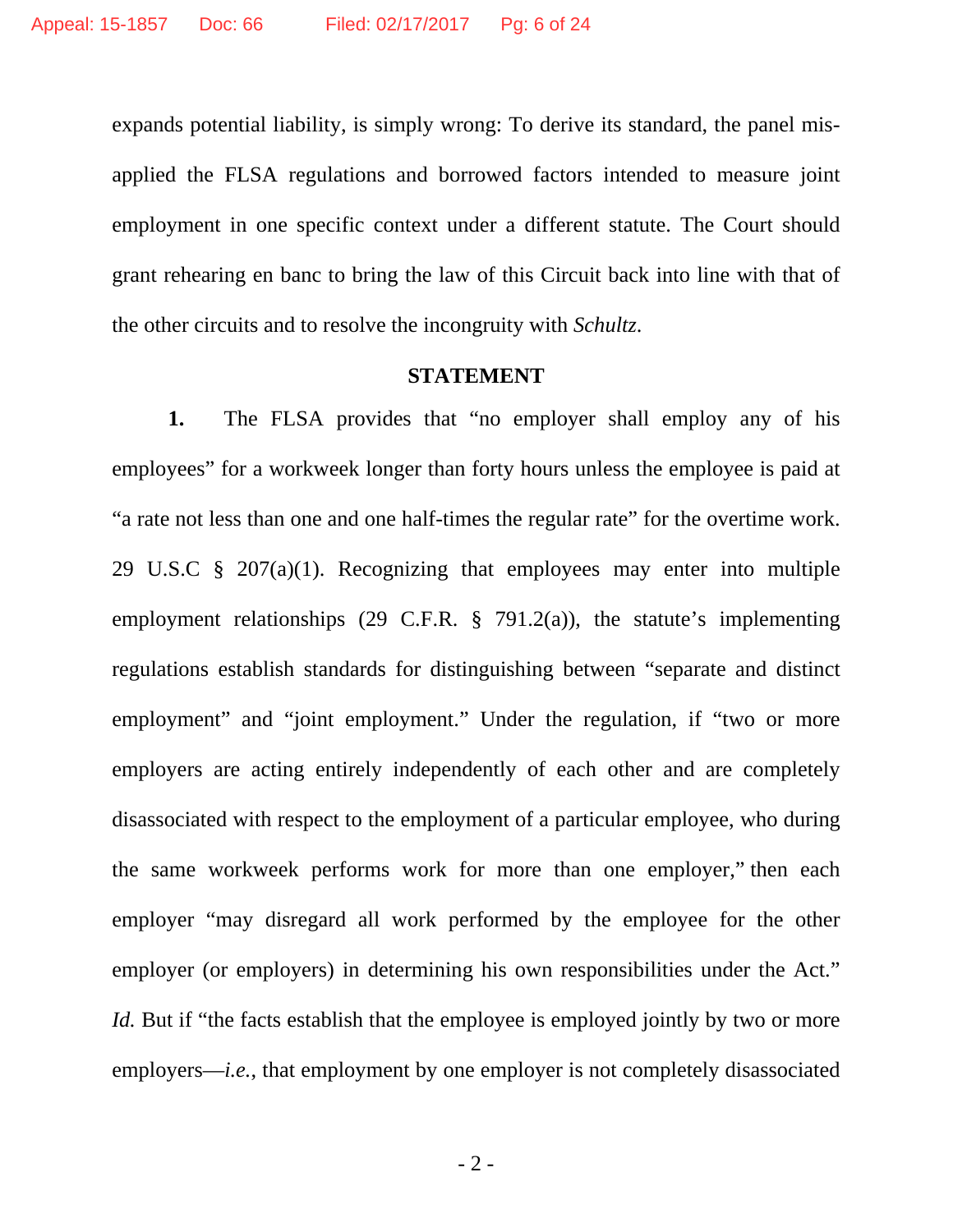expands potential liability, is simply wrong: To derive its standard, the panel misapplied the FLSA regulations and borrowed factors intended to measure joint employment in one specific context under a different statute. The Court should grant rehearing en banc to bring the law of this Circuit back into line with that of the other circuits and to resolve the incongruity with *Schultz*.

## STATEMENT

**1.** The FLSA provides that "no employer shall employ any of his employees" for a workweek longer than forty hours unless the employee is paid at "a rate not less than one and one half-times the regular rate" for the overtime work. 29 U.S.C § 207(a)(1). Recognizing that employees may enter into multiple employment relationships (29 C.F.R. § 791.2(a)), the statute's implementing regulations establish standards for distinguishing between "separate and distinct employment" and "joint employment." Under the regulation, if "two or more employers are acting entirely independently of each other and are completely disassociated with respect to the employment of a particular employee, who during the same workweek performs work for more than one employer," then each employer "may disregard all work performed by the employee for the other employer (or employers) in determining his own responsibilities under the Act." *Id.* But if "the facts establish that the employee is employed jointly by two or more employers—*i.e.*, that employment by one employer is not completely disassociated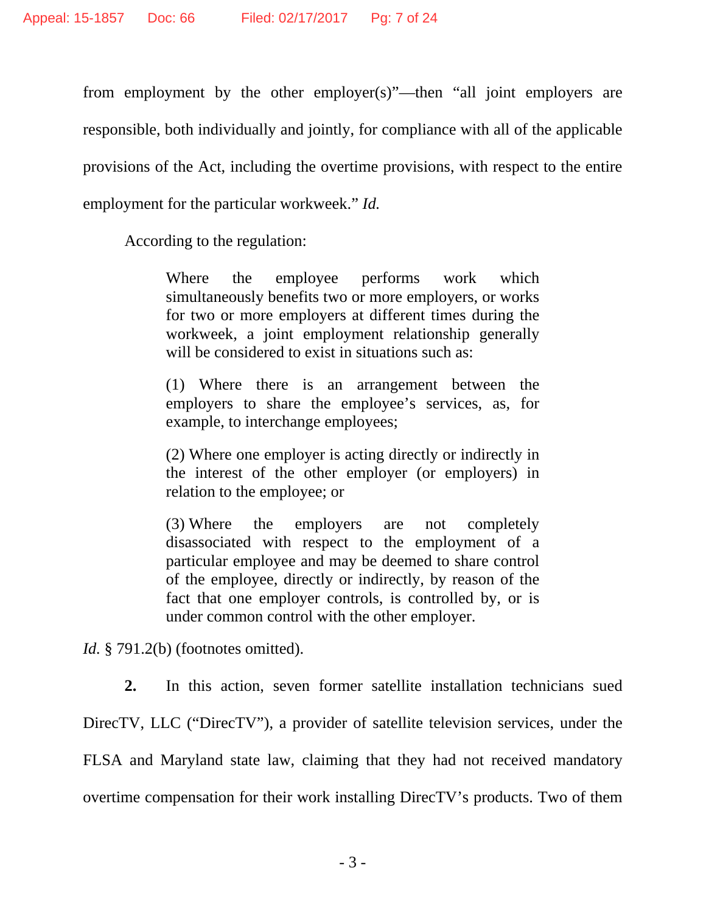from employment by the other employer(s)"—then "all joint employers are responsible, both individually and jointly, for compliance with all of the applicable provisions of the Act, including the overtime provisions, with respect to the entire employment for the particular workweek." *Id.*

According to the regulation:

> Where the employee performs work which simultaneously benefits two or more employers, or works for two or more employers at different times during the workweek, a joint employment relationship generally will be considered to exist in situations such as:
>
> (1) Where there is an arrangement between the employers to share the employee's services, as, for example, to interchange employees;
>
> (2) Where one employer is acting directly or indirectly in the interest of the other employer (or employers) in relation to the employee; or
>
> (3) Where the employers are not completely disassociated with respect to the employment of a particular employee and may be deemed to share control of the employee, directly or indirectly, by reason of the fact that one employer controls, is controlled by, or is under common control with the other employer.

*Id.* § 791.2(b) (footnotes omitted).

**2.** In this action, seven former satellite installation technicians sued DirecTV, LLC ("DirecTV"), a provider of satellite television services, under the FLSA and Maryland state law, claiming that they had not received mandatory overtime compensation for their work installing DirecTV's products. Two of them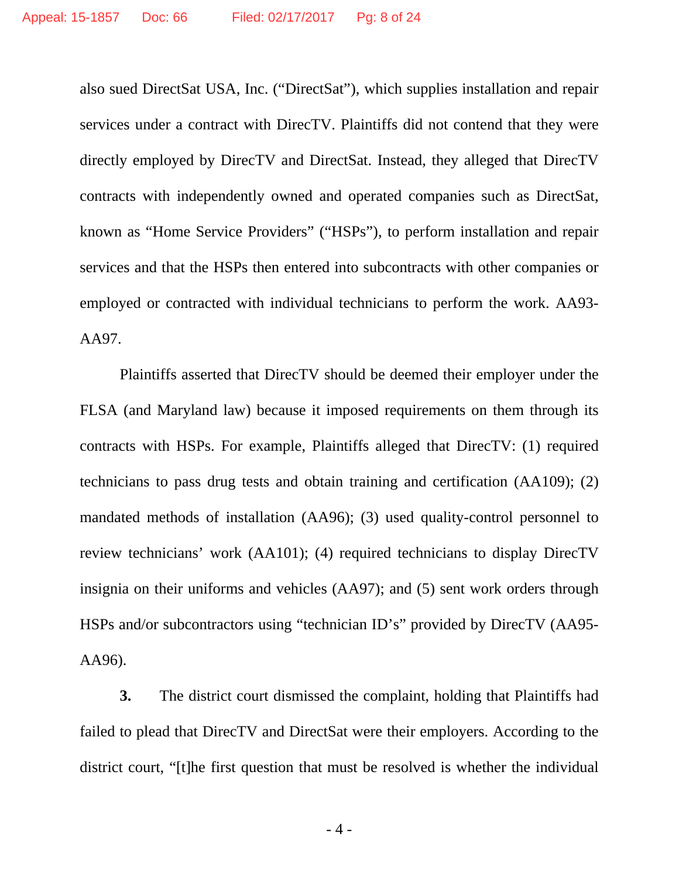also sued DirectSat USA, Inc. ("DirectSat"), which supplies installation and repair services under a contract with DirecTV. Plaintiffs did not contend that they were directly employed by DirecTV and DirectSat. Instead, they alleged that DirecTV contracts with independently owned and operated companies such as DirectSat, known as "Home Service Providers" ("HSPs"), to perform installation and repair services and that the HSPs then entered into subcontracts with other companies or employed or contracted with individual technicians to perform the work. AA93-AA97.

Plaintiffs asserted that DirecTV should be deemed their employer under the FLSA (and Maryland law) because it imposed requirements on them through its contracts with HSPs. For example, Plaintiffs alleged that DirecTV: (1) required technicians to pass drug tests and obtain training and certification (AA109); (2) mandated methods of installation (AA96); (3) used quality-control personnel to review technicians' work (AA101); (4) required technicians to display DirecTV insignia on their uniforms and vehicles (AA97); and (5) sent work orders through HSPs and/or subcontractors using "technician ID's" provided by DirecTV (AA95-AA96).

**3.** The district court dismissed the complaint, holding that Plaintiffs had failed to plead that DirecTV and DirectSat were their employers. According to the district court, "[t]he first question that must be resolved is whether the individual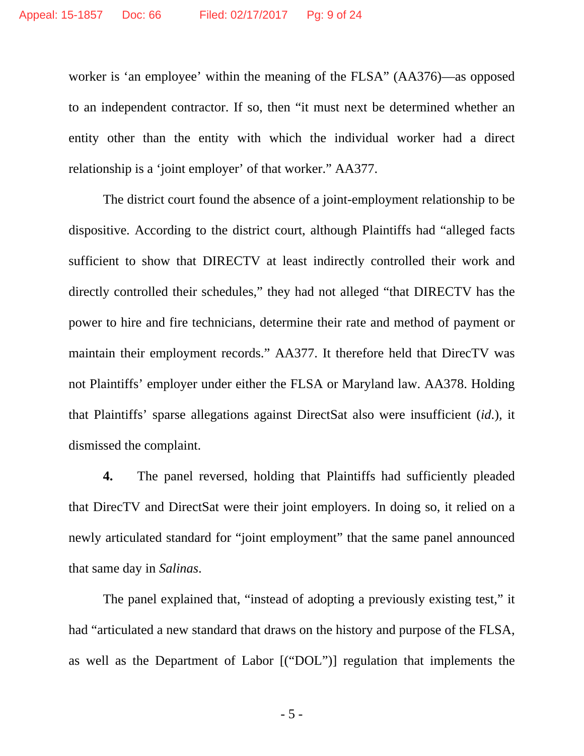worker is 'an employee' within the meaning of the FLSA" (AA376)—as opposed to an independent contractor. If so, then "it must next be determined whether an entity other than the entity with which the individual worker had a direct relationship is a 'joint employer' of that worker." AA377.

The district court found the absence of a joint-employment relationship to be dispositive. According to the district court, although Plaintiffs had "alleged facts sufficient to show that DIRECTV at least indirectly controlled their work and directly controlled their schedules," they had not alleged "that DIRECTV has the power to hire and fire technicians, determine their rate and method of payment or maintain their employment records." AA377. It therefore held that DirecTV was not Plaintiffs' employer under either the FLSA or Maryland law. AA378. Holding that Plaintiffs' sparse allegations against DirectSat also were insufficient (*id.*), it dismissed the complaint.

**4.** The panel reversed, holding that Plaintiffs had sufficiently pleaded that DirecTV and DirectSat were their joint employers. In doing so, it relied on a newly articulated standard for "joint employment" that the same panel announced that same day in *Salinas*.

The panel explained that, "instead of adopting a previously existing test," it had "articulated a new standard that draws on the history and purpose of the FLSA, as well as the Department of Labor [("DOL")] regulation that implements the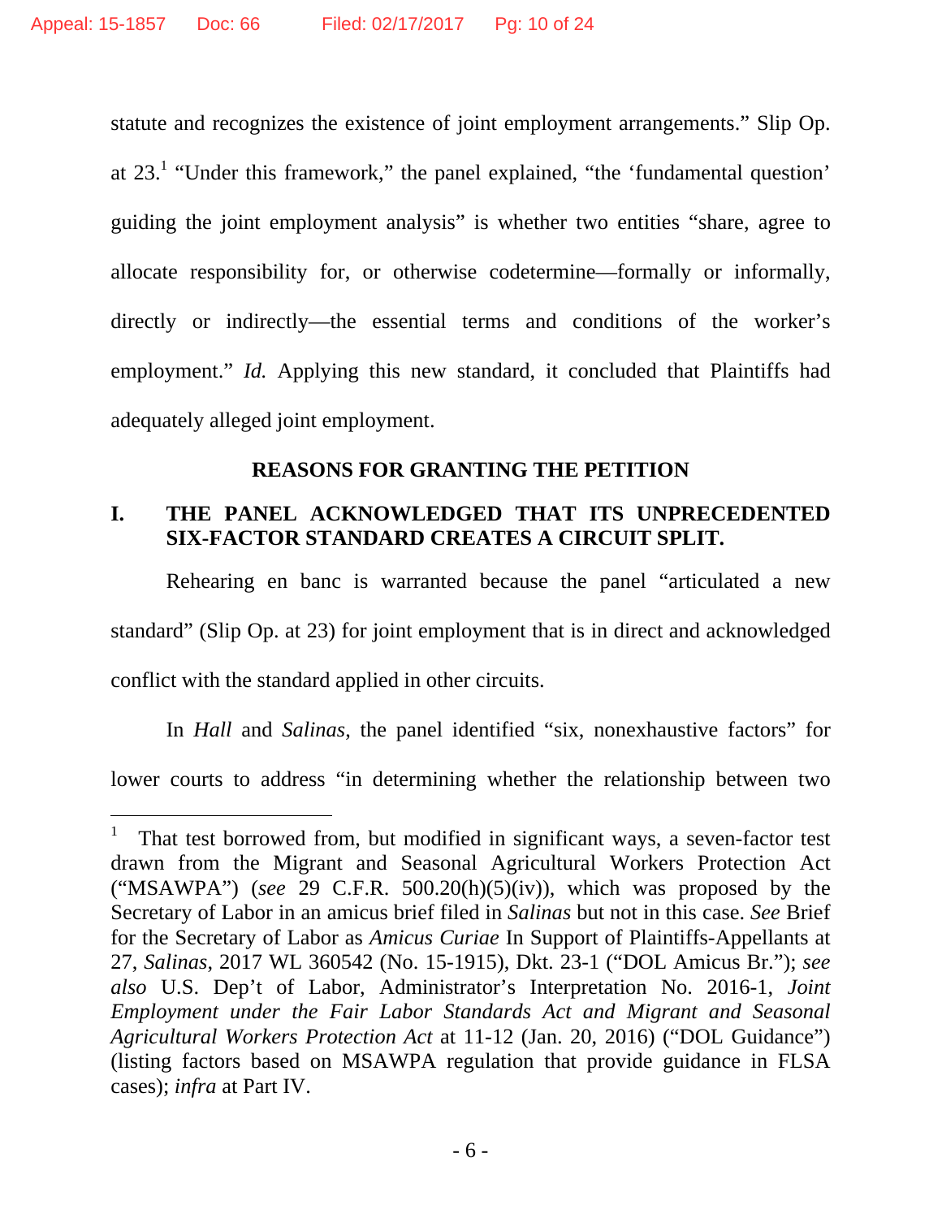statute and recognizes the existence of joint employment arrangements." Slip Op. at 23.[1] "Under this framework," the panel explained, "the 'fundamental question' guiding the joint employment analysis" is whether two entities "share, agree to allocate responsibility for, or otherwise codetermine—formally or informally, directly or indirectly—the essential terms and conditions of the worker's employment." *Id.* Applying this new standard, it concluded that Plaintiffs had adequately alleged joint employment.

## REASONS FOR GRANTING THE PETITION

### I. THE PANEL ACKNOWLEDGED THAT ITS UNPRECEDENTED SIX-FACTOR STANDARD CREATES A CIRCUIT SPLIT.

Rehearing en banc is warranted because the panel "articulated a new standard" (Slip Op. at 23) for joint employment that is in direct and acknowledged conflict with the standard applied in other circuits.

In *Hall* and *Salinas*, the panel identified "six, nonexhaustive factors" for lower courts to address "in determining whether the relationship between two

---

[1] That test borrowed from, but modified in significant ways, a seven-factor test drawn from the Migrant and Seasonal Agricultural Workers Protection Act ("MSAWPA") (*see* 29 C.F.R. 500.20(h)(5)(iv)), which was proposed by the Secretary of Labor in an amicus brief filed in *Salinas* but not in this case. *See* Brief for the Secretary of Labor as *Amicus Curiae* In Support of Plaintiffs-Appellants at 27, *Salinas*, 2017 WL 360542 (No. 15-1915), Dkt. 23-1 ("DOL Amicus Br."); *see also* U.S. Dep't of Labor, Administrator's Interpretation No. 2016-1, *Joint Employment under the Fair Labor Standards Act and Migrant and Seasonal Agricultural Workers Protection Act* at 11-12 (Jan. 20, 2016) ("DOL Guidance") (listing factors based on MSAWPA regulation that provide guidance in FLSA cases); *infra* at Part IV.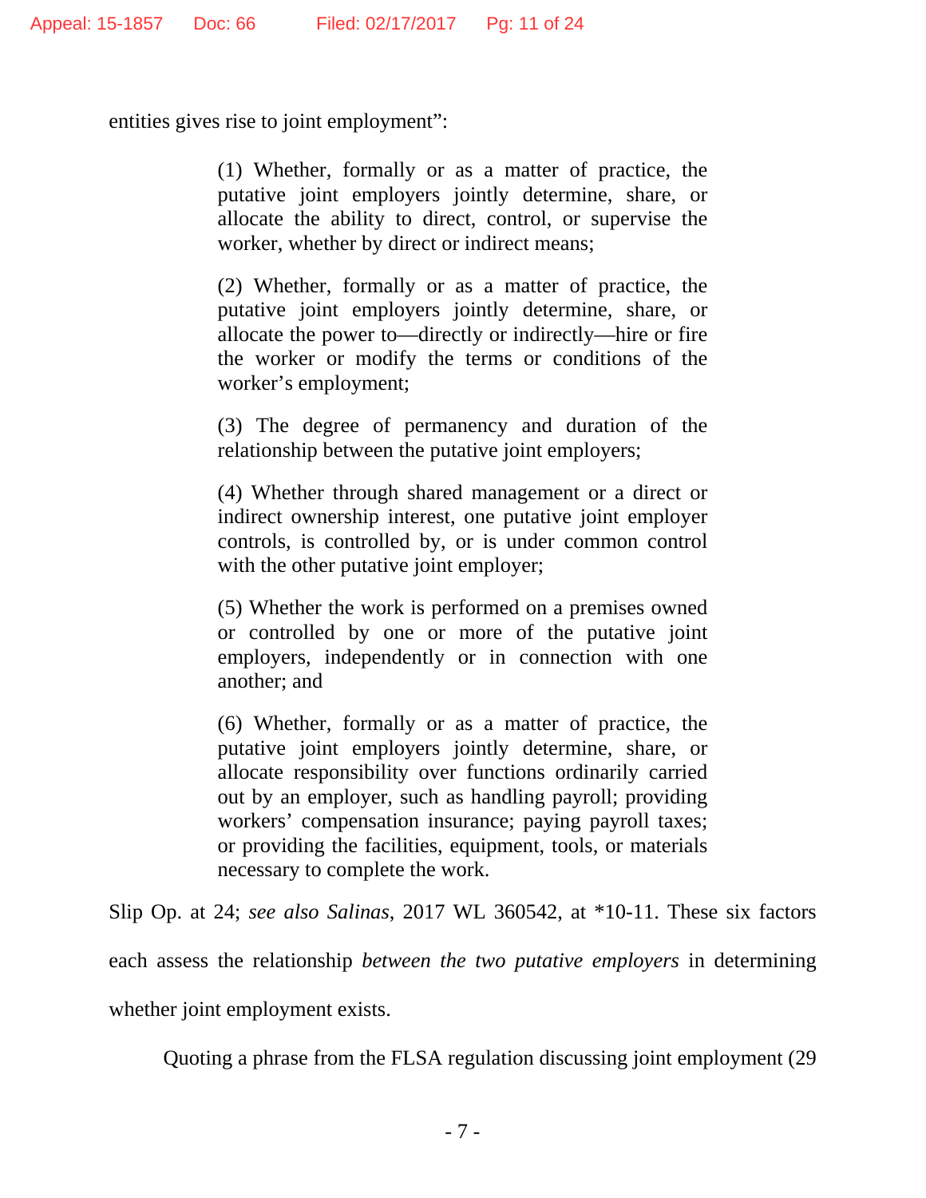entities gives rise to joint employment":

> (1) Whether, formally or as a matter of practice, the putative joint employers jointly determine, share, or allocate the ability to direct, control, or supervise the worker, whether by direct or indirect means;
>
> (2) Whether, formally or as a matter of practice, the putative joint employers jointly determine, share, or allocate the power to—directly or indirectly—hire or fire the worker or modify the terms or conditions of the worker's employment;
>
> (3) The degree of permanency and duration of the relationship between the putative joint employers;
>
> (4) Whether through shared management or a direct or indirect ownership interest, one putative joint employer controls, is controlled by, or is under common control with the other putative joint employer;
>
> (5) Whether the work is performed on a premises owned or controlled by one or more of the putative joint employers, independently or in connection with one another; and
>
> (6) Whether, formally or as a matter of practice, the putative joint employers jointly determine, share, or allocate responsibility over functions ordinarily carried out by an employer, such as handling payroll; providing workers' compensation insurance; paying payroll taxes; or providing the facilities, equipment, tools, or materials necessary to complete the work.

Slip Op. at 24; *see also Salinas*, 2017 WL 360542, at *10-11. These six factors each assess the relationship *between the two putative employers* in determining whether joint employment exists.

Quoting a phrase from the FLSA regulation discussing joint employment (29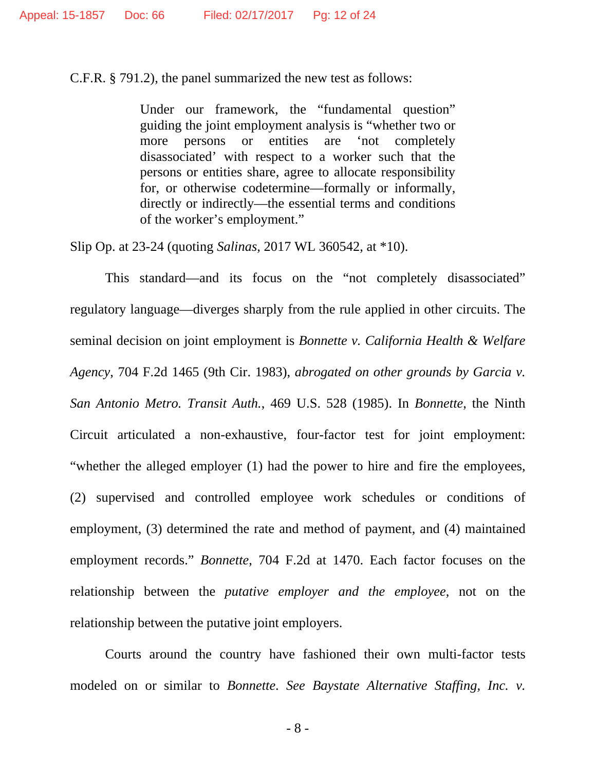C.F.R. § 791.2), the panel summarized the new test as follows:

> Under our framework, the "fundamental question" guiding the joint employment analysis is "whether two or more persons or entities are 'not completely disassociated' with respect to a worker such that the persons or entities share, agree to allocate responsibility for, or otherwise codetermine—formally or informally, directly or indirectly—the essential terms and conditions of the worker's employment."

Slip Op. at 23-24 (quoting *Salinas*, 2017 WL 360542, at *10).

This standard—and its focus on the "not completely disassociated" regulatory language—diverges sharply from the rule applied in other circuits. The seminal decision on joint employment is *Bonnette v. California Health & Welfare Agency*, 704 F.2d 1465 (9th Cir. 1983), *abrogated on other grounds by Garcia v. San Antonio Metro. Transit Auth.*, 469 U.S. 528 (1985). In *Bonnette*, the Ninth Circuit articulated a non-exhaustive, four-factor test for joint employment: "whether the alleged employer (1) had the power to hire and fire the employees, (2) supervised and controlled employee work schedules or conditions of employment, (3) determined the rate and method of payment, and (4) maintained employment records." *Bonnette*, 704 F.2d at 1470. Each factor focuses on the relationship between the *putative employer and the employee*, not on the relationship between the putative joint employers.

Courts around the country have fashioned their own multi-factor tests modeled on or similar to *Bonnette*. *See Baystate Alternative Staffing, Inc. v.*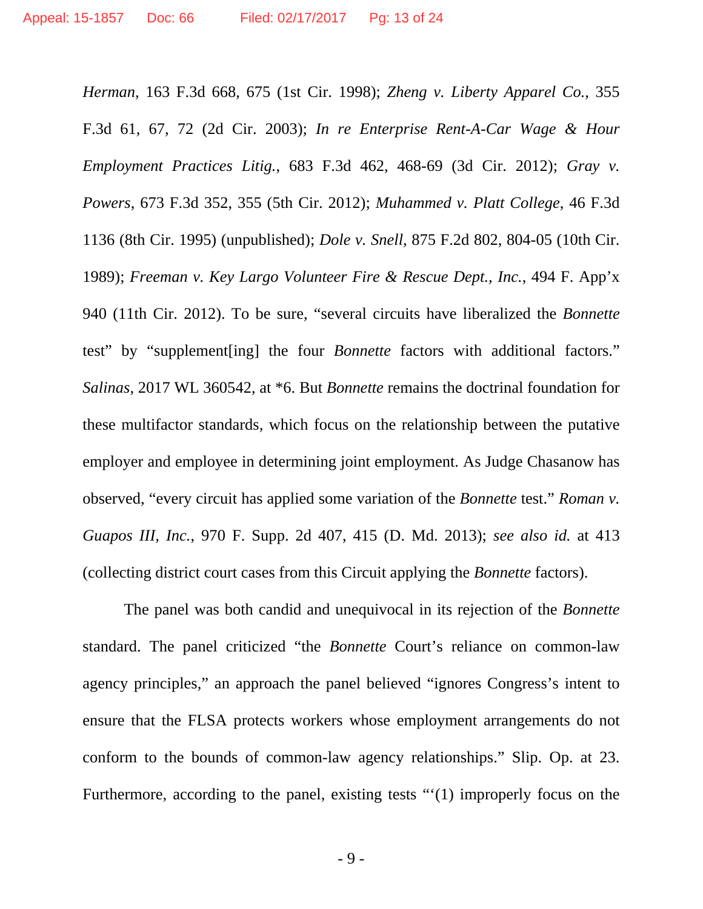*Herman*, 163 F.3d 668, 675 (1st Cir. 1998); *Zheng v. Liberty Apparel Co.*, 355 F.3d 61, 67, 72 (2d Cir. 2003); *In re Enterprise Rent-A-Car Wage & Hour Employment Practices Litig.*, 683 F.3d 462, 468-69 (3d Cir. 2012); *Gray v. Powers*, 673 F.3d 352, 355 (5th Cir. 2012); *Muhammed v. Platt College*, 46 F.3d 1136 (8th Cir. 1995) (unpublished); *Dole v. Snell*, 875 F.2d 802, 804-05 (10th Cir. 1989); *Freeman v. Key Largo Volunteer Fire & Rescue Dept., Inc.*, 494 F. App'x 940 (11th Cir. 2012). To be sure, "several circuits have liberalized the *Bonnette* test" by "supplement[ing] the four *Bonnette* factors with additional factors." *Salinas*, 2017 WL 360542, at *6. But *Bonnette* remains the doctrinal foundation for these multifactor standards, which focus on the relationship between the putative employer and employee in determining joint employment. As Judge Chasanow has observed, "every circuit has applied some variation of the *Bonnette* test." *Roman v. Guapos III, Inc.*, 970 F. Supp. 2d 407, 415 (D. Md. 2013); *see also id.* at 413 (collecting district court cases from this Circuit applying the *Bonnette* factors).

The panel was both candid and unequivocal in its rejection of the *Bonnette* standard. The panel criticized "the *Bonnette* Court's reliance on common-law agency principles," an approach the panel believed "ignores Congress's intent to ensure that the FLSA protects workers whose employment arrangements do not conform to the bounds of common-law agency relationships." Slip. Op. at 23. Furthermore, according to the panel, existing tests "'(1) improperly focus on the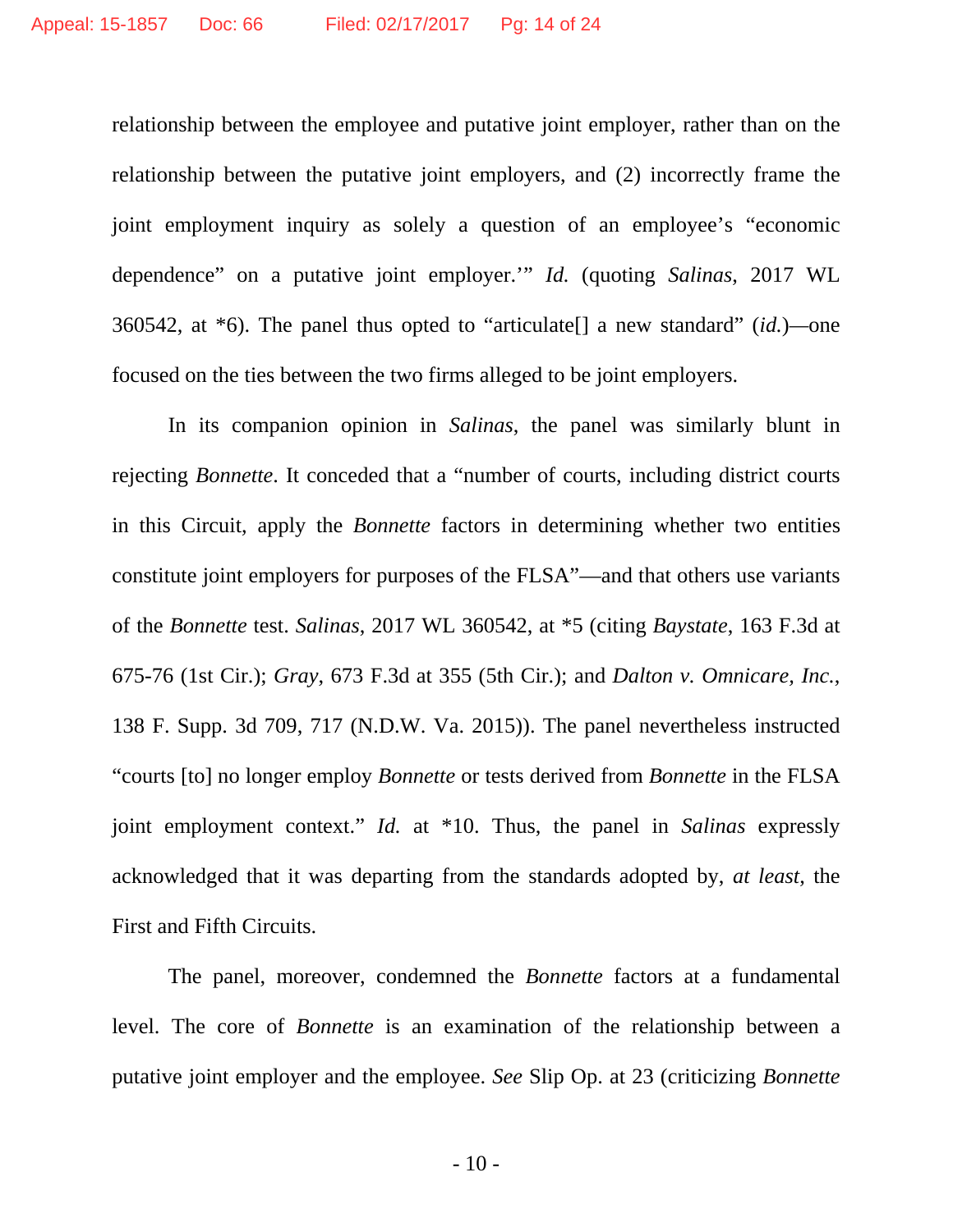relationship between the employee and putative joint employer, rather than on the relationship between the putative joint employers, and (2) incorrectly frame the joint employment inquiry as solely a question of an employee's "economic dependence" on a putative joint employer.'" *Id.* (quoting *Salinas*, 2017 WL 360542, at *6). The panel thus opted to "articulate[] a new standard" (*id.*)—one focused on the ties between the two firms alleged to be joint employers.

In its companion opinion in *Salinas*, the panel was similarly blunt in rejecting *Bonnette*. It conceded that a "number of courts, including district courts in this Circuit, apply the *Bonnette* factors in determining whether two entities constitute joint employers for purposes of the FLSA"—and that others use variants of the *Bonnette* test. *Salinas*, 2017 WL 360542, at *5 (citing *Baystate*, 163 F.3d at 675-76 (1st Cir.); *Gray*, 673 F.3d at 355 (5th Cir.); and *Dalton v. Omnicare, Inc.*, 138 F. Supp. 3d 709, 717 (N.D.W. Va. 2015)). The panel nevertheless instructed "courts [to] no longer employ *Bonnette* or tests derived from *Bonnette* in the FLSA joint employment context." *Id.* at *10. Thus, the panel in *Salinas* expressly acknowledged that it was departing from the standards adopted by, *at least*, the First and Fifth Circuits.

The panel, moreover, condemned the *Bonnette* factors at a fundamental level. The core of *Bonnette* is an examination of the relationship between a putative joint employer and the employee. *See* Slip Op. at 23 (criticizing *Bonnette*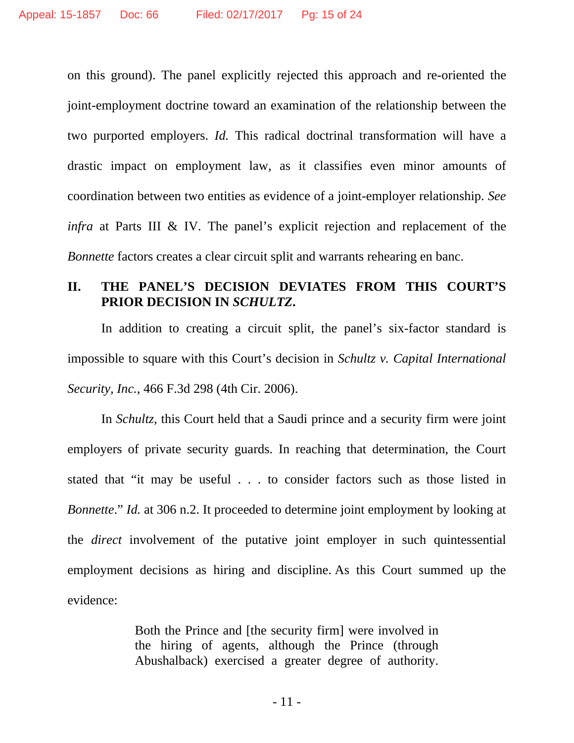on this ground). The panel explicitly rejected this approach and re-oriented the joint-employment doctrine toward an examination of the relationship between the two purported employers. *Id.* This radical doctrinal transformation will have a drastic impact on employment law, as it classifies even minor amounts of coordination between two entities as evidence of a joint-employer relationship. *See infra* at Parts III & IV. The panel's explicit rejection and replacement of the *Bonnette* factors creates a clear circuit split and warrants rehearing en banc.

## II. THE PANEL'S DECISION DEVIATES FROM THIS COURT'S PRIOR DECISION IN *SCHULTZ*.

In addition to creating a circuit split, the panel's six-factor standard is impossible to square with this Court's decision in *Schultz v. Capital International Security, Inc.*, 466 F.3d 298 (4th Cir. 2006).

In *Schultz*, this Court held that a Saudi prince and a security firm were joint employers of private security guards. In reaching that determination, the Court stated that "it may be useful . . . to consider factors such as those listed in *Bonnette*." *Id.* at 306 n.2. It proceeded to determine joint employment by looking at the *direct* involvement of the putative joint employer in such quintessential employment decisions as hiring and discipline. As this Court summed up the evidence:

> Both the Prince and [the security firm] were involved in the hiring of agents, although the Prince (through Abushalback) exercised a greater degree of authority.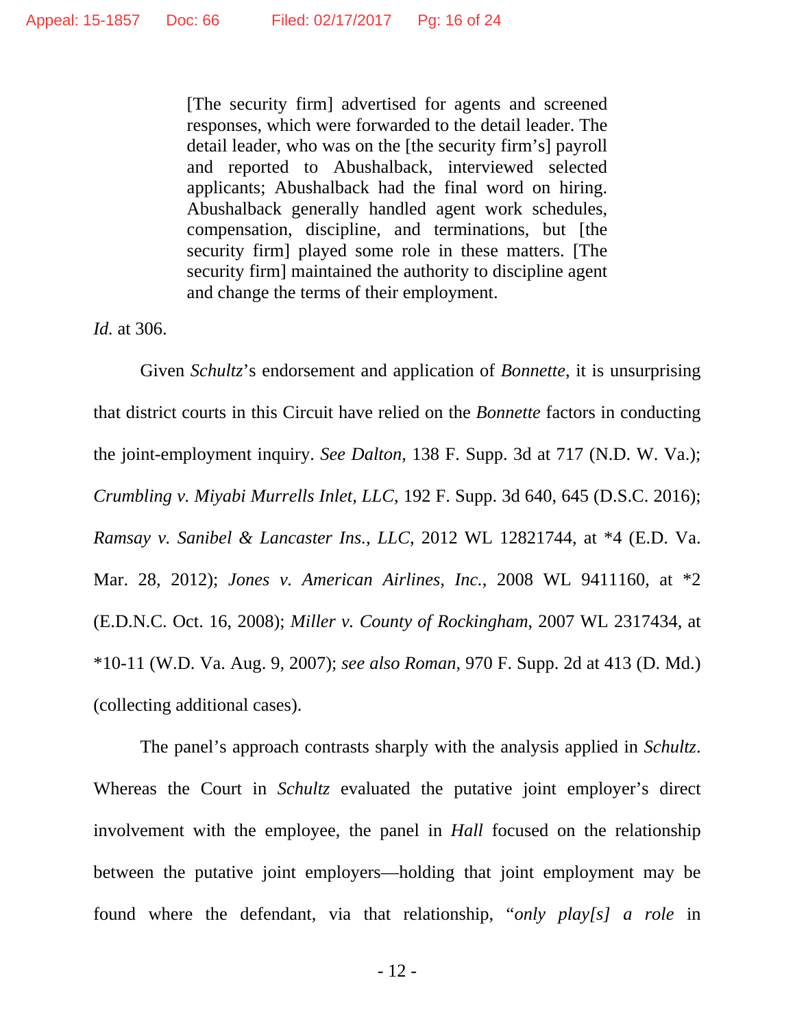> [The security firm] advertised for agents and screened responses, which were forwarded to the detail leader. The detail leader, who was on the [the security firm's] payroll and reported to Abushalback, interviewed selected applicants; Abushalback had the final word on hiring. Abushalback generally handled agent work schedules, compensation, discipline, and terminations, but [the security firm] played some role in these matters. [The security firm] maintained the authority to discipline agent and change the terms of their employment.

*Id.* at 306.

Given *Schultz*'s endorsement and application of *Bonnette*, it is unsurprising that district courts in this Circuit have relied on the *Bonnette* factors in conducting the joint-employment inquiry. *See Dalton*, 138 F. Supp. 3d at 717 (N.D. W. Va.); *Crumbling v. Miyabi Murrells Inlet, LLC*, 192 F. Supp. 3d 640, 645 (D.S.C. 2016); *Ramsay v. Sanibel & Lancaster Ins., LLC*, 2012 WL 12821744, at *4 (E.D. Va. Mar. 28, 2012); *Jones v. American Airlines, Inc.*, 2008 WL 9411160, at *2 (E.D.N.C. Oct. 16, 2008); *Miller v. County of Rockingham*, 2007 WL 2317434, at *10-11 (W.D. Va. Aug. 9, 2007); *see also Roman*, 970 F. Supp. 2d at 413 (D. Md.) (collecting additional cases).

The panel's approach contrasts sharply with the analysis applied in *Schultz*. Whereas the Court in *Schultz* evaluated the putative joint employer's direct involvement with the employee, the panel in *Hall* focused on the relationship between the putative joint employers—holding that joint employment may be found where the defendant, via that relationship, "*only play[s] a role* in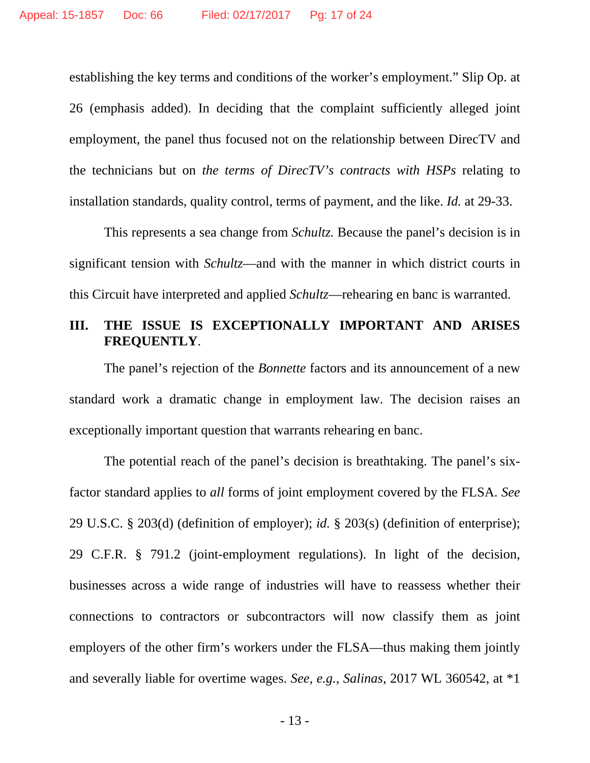establishing the key terms and conditions of the worker's employment." Slip Op. at 26 (emphasis added). In deciding that the complaint sufficiently alleged joint employment, the panel thus focused not on the relationship between DirecTV and the technicians but on *the terms of DirecTV's contracts with HSPs* relating to installation standards, quality control, terms of payment, and the like. *Id.* at 29-33.

This represents a sea change from *Schultz.* Because the panel's decision is in significant tension with *Schultz*—and with the manner in which district courts in this Circuit have interpreted and applied *Schultz*—rehearing en banc is warranted.

## III. THE ISSUE IS EXCEPTIONALLY IMPORTANT AND ARISES FREQUENTLY.

The panel's rejection of the *Bonnette* factors and its announcement of a new standard work a dramatic change in employment law. The decision raises an exceptionally important question that warrants rehearing en banc.

The potential reach of the panel's decision is breathtaking. The panel's six-factor standard applies to *all* forms of joint employment covered by the FLSA. *See* 29 U.S.C. § 203(d) (definition of employer); *id.* § 203(s) (definition of enterprise); 29 C.F.R. § 791.2 (joint-employment regulations). In light of the decision, businesses across a wide range of industries will have to reassess whether their connections to contractors or subcontractors will now classify them as joint employers of the other firm's workers under the FLSA—thus making them jointly and severally liable for overtime wages. *See, e.g.*, *Salinas*, 2017 WL 360542, at *1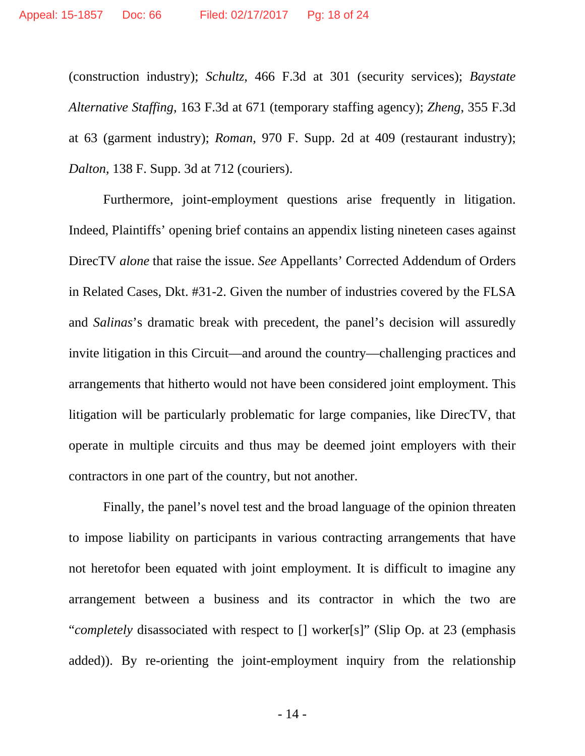(construction industry); *Schultz*, 466 F.3d at 301 (security services); *Baystate Alternative Staffing*, 163 F.3d at 671 (temporary staffing agency); *Zheng*, 355 F.3d at 63 (garment industry); *Roman*, 970 F. Supp. 2d at 409 (restaurant industry); *Dalton*, 138 F. Supp. 3d at 712 (couriers).

Furthermore, joint-employment questions arise frequently in litigation. Indeed, Plaintiffs' opening brief contains an appendix listing nineteen cases against DirecTV *alone* that raise the issue. *See* Appellants' Corrected Addendum of Orders in Related Cases, Dkt. #31-2. Given the number of industries covered by the FLSA and *Salinas*'s dramatic break with precedent, the panel's decision will assuredly invite litigation in this Circuit—and around the country—challenging practices and arrangements that hitherto would not have been considered joint employment. This litigation will be particularly problematic for large companies, like DirecTV, that operate in multiple circuits and thus may be deemed joint employers with their contractors in one part of the country, but not another.

Finally, the panel's novel test and the broad language of the opinion threaten to impose liability on participants in various contracting arrangements that have not heretofor been equated with joint employment. It is difficult to imagine any arrangement between a business and its contractor in which the two are "*completely* disassociated with respect to [] worker[s]" (Slip Op. at 23 (emphasis added)). By re-orienting the joint-employment inquiry from the relationship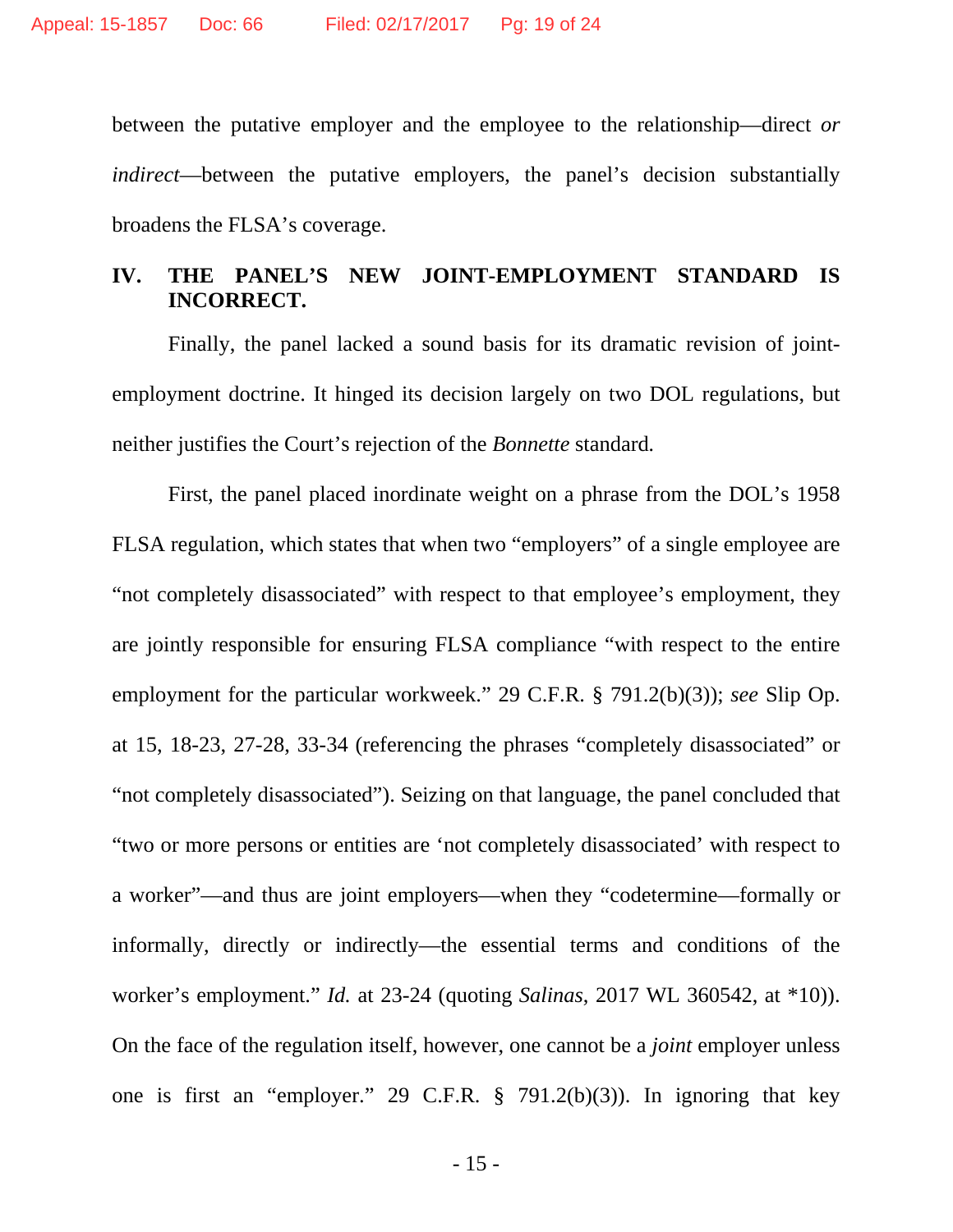between the putative employer and the employee to the relationship—direct *or indirect*—between the putative employers, the panel's decision substantially broadens the FLSA's coverage.

## IV. THE PANEL'S NEW JOINT-EMPLOYMENT STANDARD IS INCORRECT.

Finally, the panel lacked a sound basis for its dramatic revision of joint-employment doctrine. It hinged its decision largely on two DOL regulations, but neither justifies the Court's rejection of the *Bonnette* standard.

First, the panel placed inordinate weight on a phrase from the DOL's 1958 FLSA regulation, which states that when two "employers" of a single employee are "not completely disassociated" with respect to that employee's employment, they are jointly responsible for ensuring FLSA compliance "with respect to the entire employment for the particular workweek." 29 C.F.R. § 791.2(b)(3)); *see* Slip Op. at 15, 18-23, 27-28, 33-34 (referencing the phrases "completely disassociated" or "not completely disassociated"). Seizing on that language, the panel concluded that "two or more persons or entities are 'not completely disassociated' with respect to a worker"—and thus are joint employers—when they "codetermine—formally or informally, directly or indirectly—the essential terms and conditions of the worker's employment." *Id.* at 23-24 (quoting *Salinas*, 2017 WL 360542, at *10)). On the face of the regulation itself, however, one cannot be a *joint* employer unless one is first an "employer." 29 C.F.R. § 791.2(b)(3)). In ignoring that key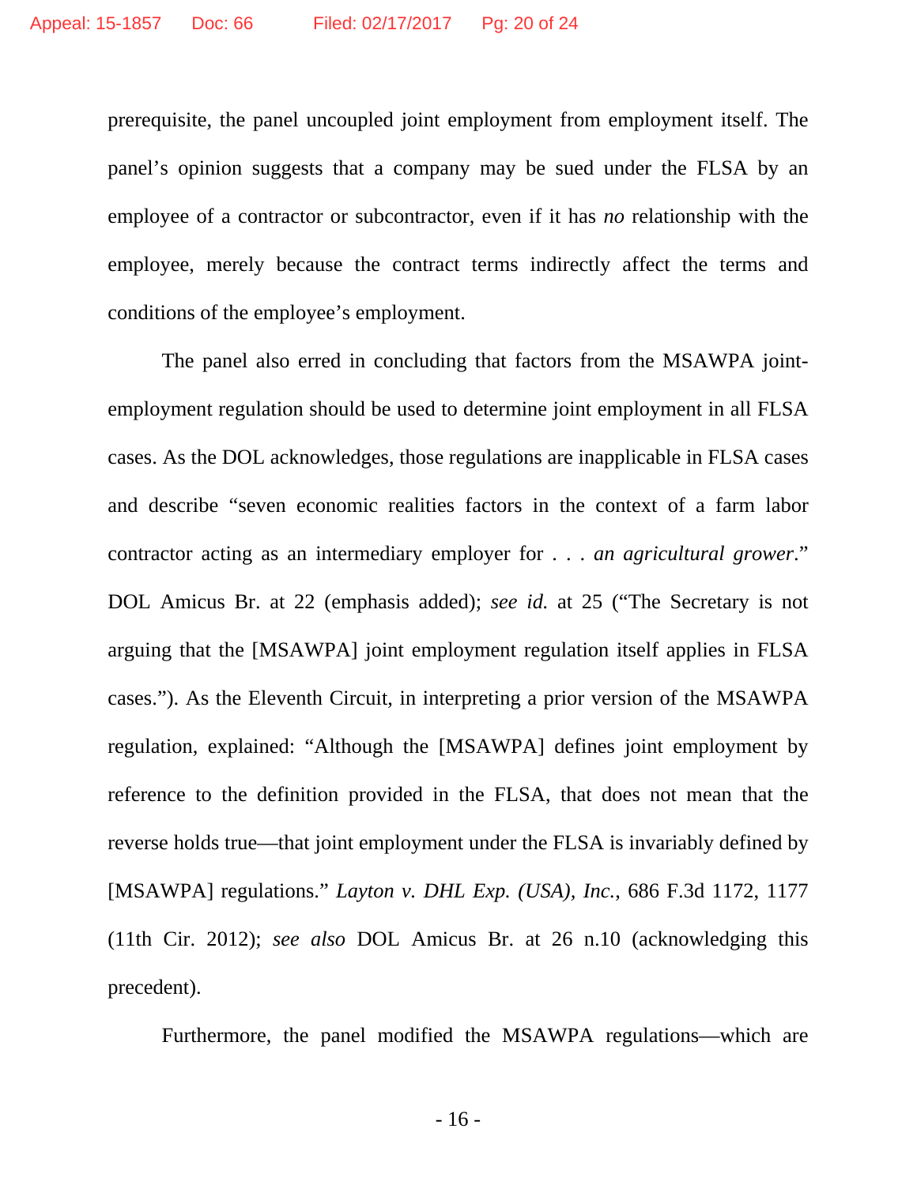prerequisite, the panel uncoupled joint employment from employment itself. The panel's opinion suggests that a company may be sued under the FLSA by an employee of a contractor or subcontractor, even if it has *no* relationship with the employee, merely because the contract terms indirectly affect the terms and conditions of the employee's employment.

The panel also erred in concluding that factors from the MSAWPA joint-employment regulation should be used to determine joint employment in all FLSA cases. As the DOL acknowledges, those regulations are inapplicable in FLSA cases and describe "seven economic realities factors in the context of a farm labor contractor acting as an intermediary employer for . . . *an agricultural grower*." DOL Amicus Br. at 22 (emphasis added); *see id.* at 25 ("The Secretary is not arguing that the [MSAWPA] joint employment regulation itself applies in FLSA cases."). As the Eleventh Circuit, in interpreting a prior version of the MSAWPA regulation, explained: "Although the [MSAWPA] defines joint employment by reference to the definition provided in the FLSA, that does not mean that the reverse holds true—that joint employment under the FLSA is invariably defined by [MSAWPA] regulations." *Layton v. DHL Exp. (USA), Inc.*, 686 F.3d 1172, 1177 (11th Cir. 2012); *see also* DOL Amicus Br. at 26 n.10 (acknowledging this precedent).

Furthermore, the panel modified the MSAWPA regulations—which are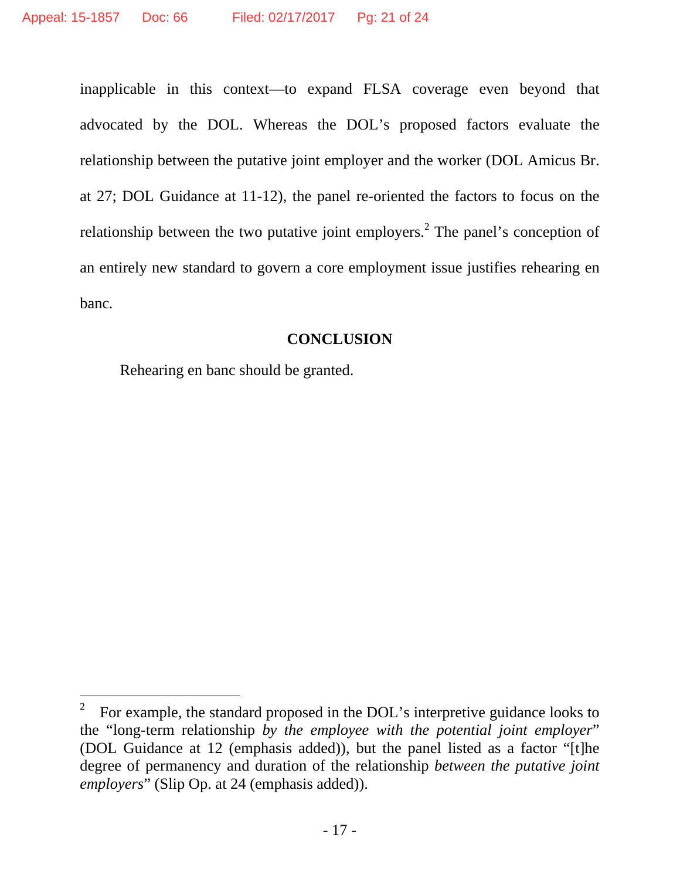inapplicable in this context—to expand FLSA coverage even beyond that advocated by the DOL. Whereas the DOL's proposed factors evaluate the relationship between the putative joint employer and the worker (DOL Amicus Br. at 27; DOL Guidance at 11-12), the panel re-oriented the factors to focus on the relationship between the two putative joint employers.[2] The panel's conception of an entirely new standard to govern a core employment issue justifies rehearing en banc.

**CONCLUSION**

Rehearing en banc should be granted.

---

[2] For example, the standard proposed in the DOL's interpretive guidance looks to the "long-term relationship *by the employee with the potential joint employer*" (DOL Guidance at 12 (emphasis added)), but the panel listed as a factor "[t]he degree of permanency and duration of the relationship *between the putative joint employers*" (Slip Op. at 24 (emphasis added)).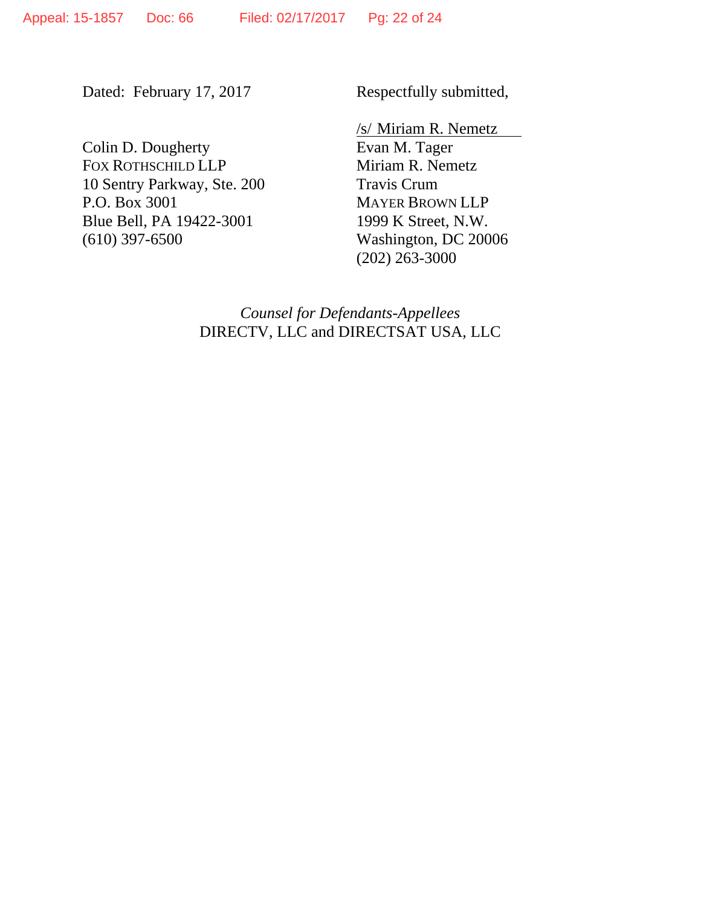Dated: February 17, 2017

Respectfully submitted,

/s/ Miriam R. Nemetz
Evan M. Tager
Miriam R. Nemetz
Travis Crum
MAYER BROWN LLP
1999 K Street, N.W.
Washington, DC 20006
(202) 263-3000

Colin D. Dougherty
FOX ROTHSCHILD LLP
10 Sentry Parkway, Ste. 200
P.O. Box 3001
Blue Bell, PA 19422-3001
(610) 397-6500

*Counsel for Defendants-Appellees*
DIRECTV, LLC and DIRECTSAT USA, LLC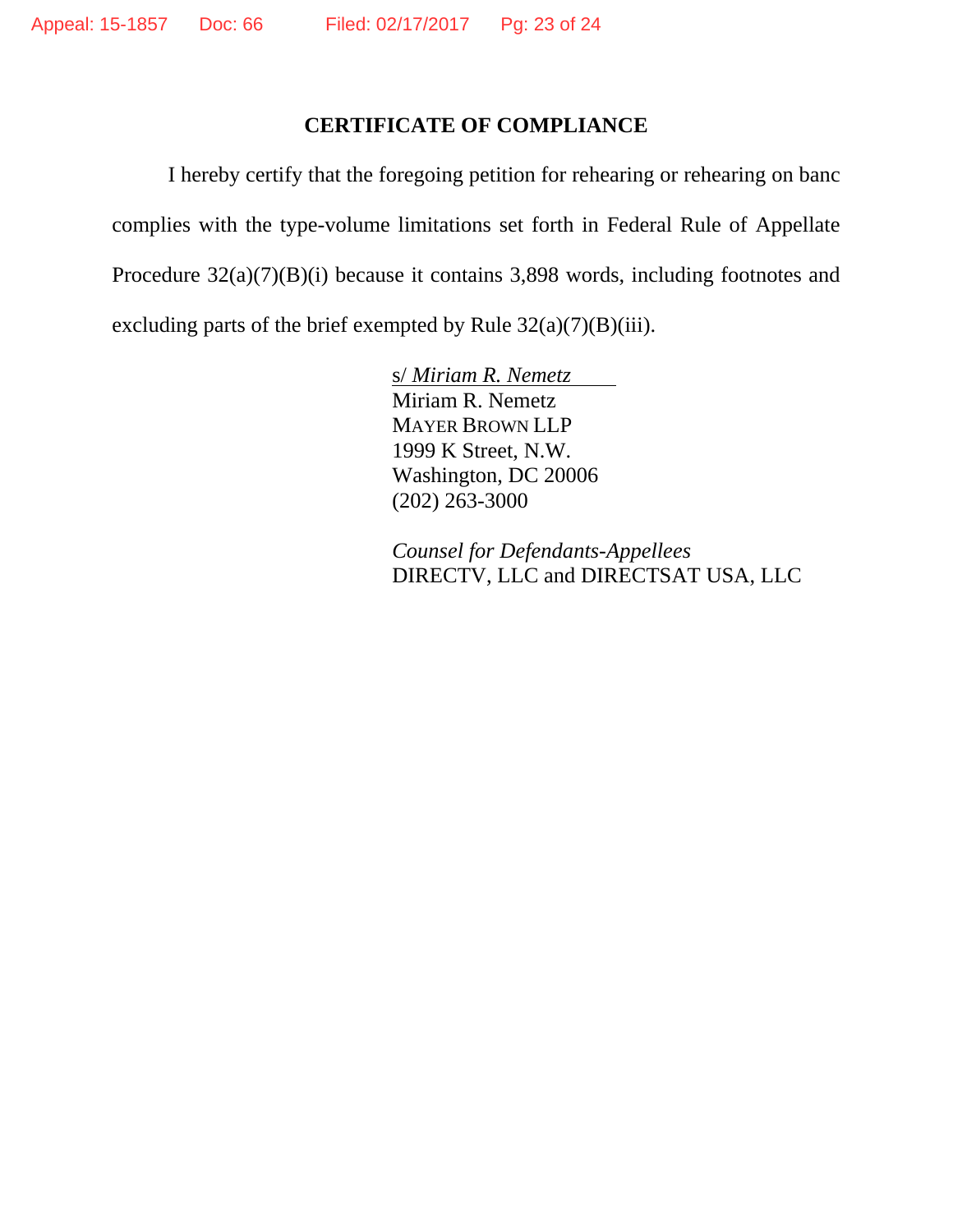## CERTIFICATE OF COMPLIANCE

I hereby certify that the foregoing petition for rehearing or rehearing on banc complies with the type-volume limitations set forth in Federal Rule of Appellate Procedure 32(a)(7)(B)(i) because it contains 3,898 words, including footnotes and excluding parts of the brief exempted by Rule 32(a)(7)(B)(iii).

s/ *Miriam R. Nemetz*
Miriam R. Nemetz
MAYER BROWN LLP
1999 K Street, N.W.
Washington, DC 20006
(202) 263-3000

*Counsel for Defendants-Appellees*
DIRECTV, LLC and DIRECTSAT USA, LLC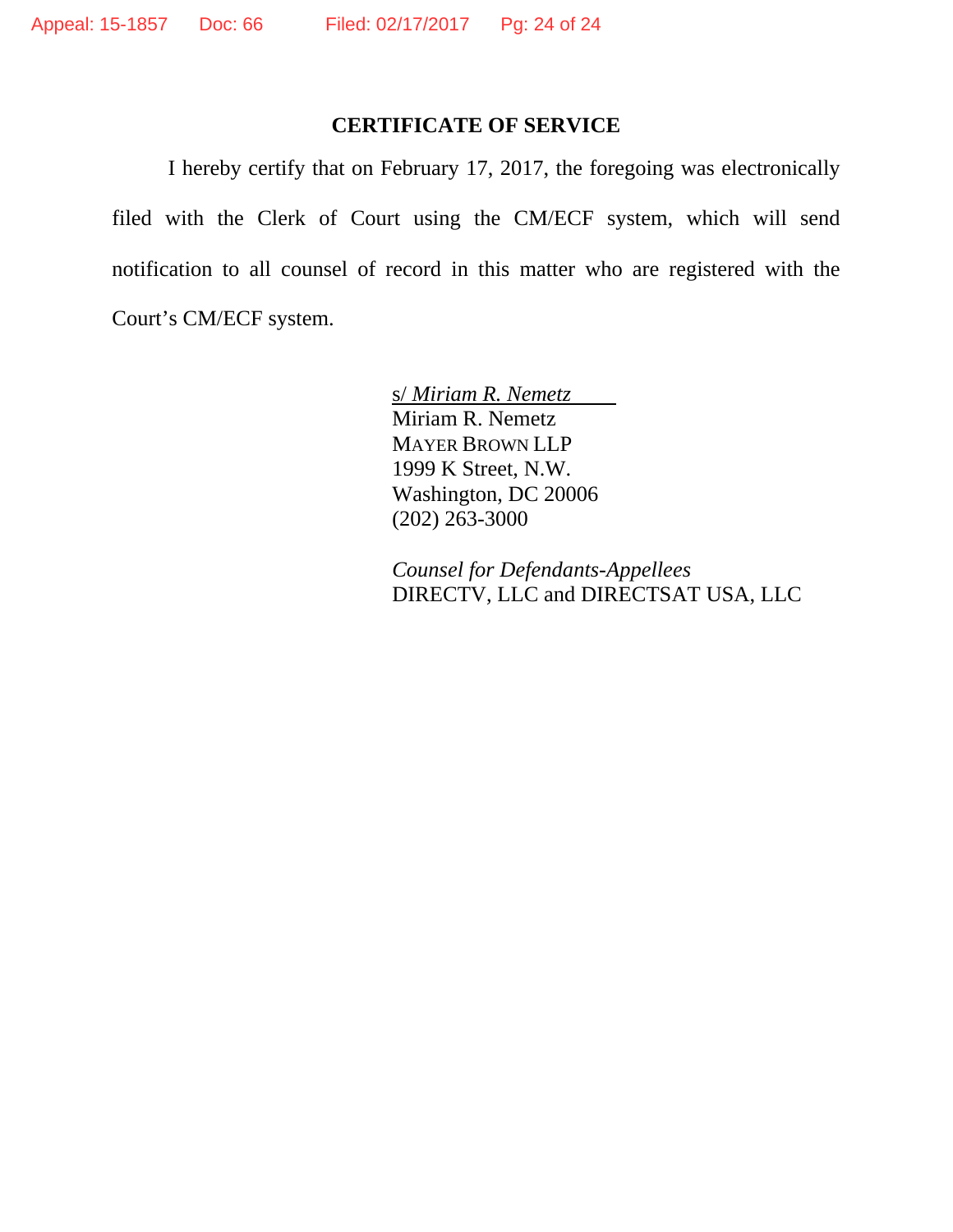## CERTIFICATE OF SERVICE

I hereby certify that on February 17, 2017, the foregoing was electronically filed with the Clerk of Court using the CM/ECF system, which will send notification to all counsel of record in this matter who are registered with the Court's CM/ECF system.

s/ *Miriam R. Nemetz*
Miriam R. Nemetz
MAYER BROWN LLP
1999 K Street, N.W.
Washington, DC 20006
(202) 263-3000

*Counsel for Defendants-Appellees*
DIRECTV, LLC and DIRECTSAT USA, LLC